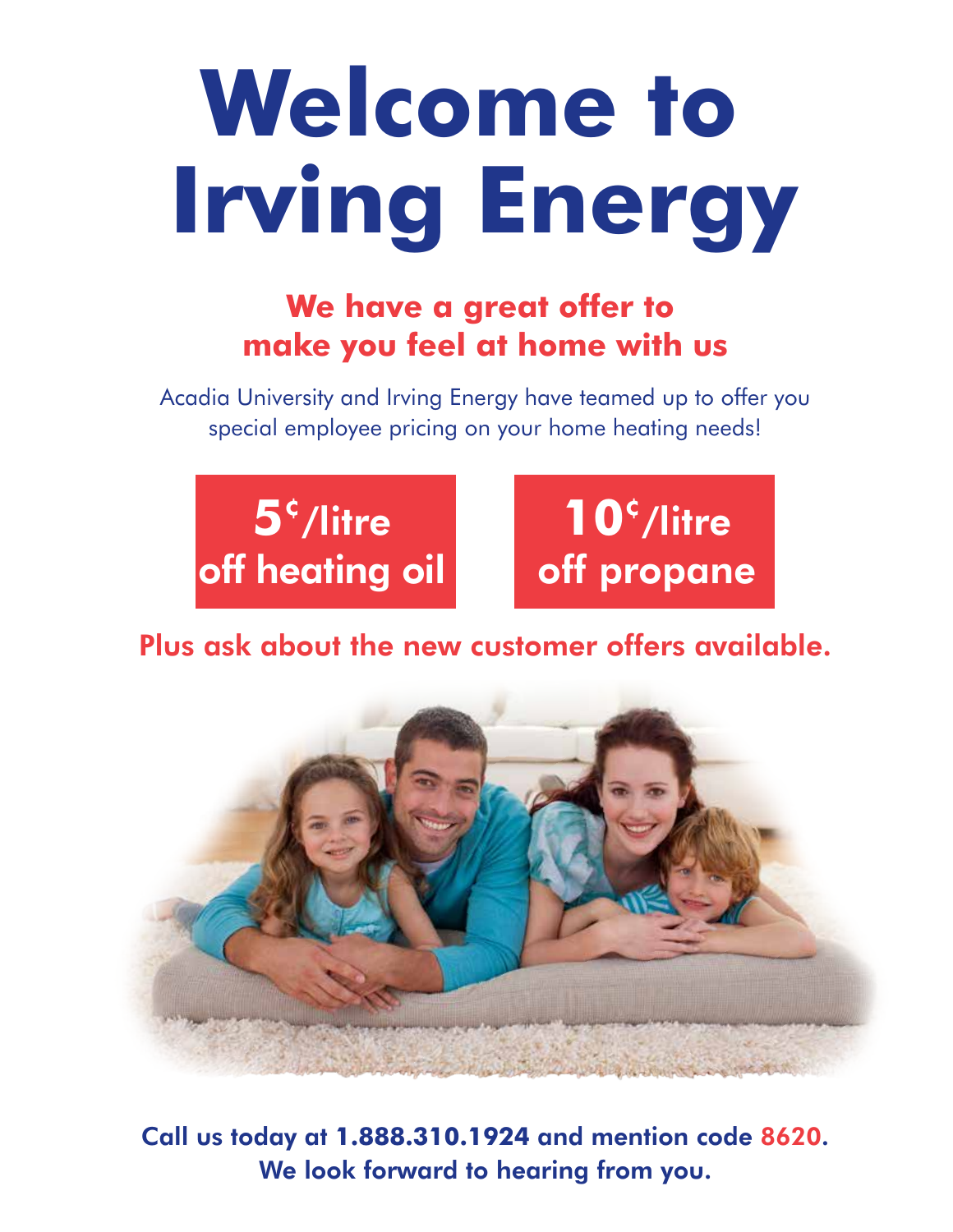# Welcome to Irving Energy

## We have a great offer to make you feel at home with us

Acadia University and Irving Energy have teamed up to offer you special employee pricing on your home heating needs!

**5¢/litre off heating oil**

**10¢/litre off propane**

**Plus ask about the new customer offers available.**

**Call us today at 1.888.310.1924 and mention code 8620. We look forward to hearing from you.**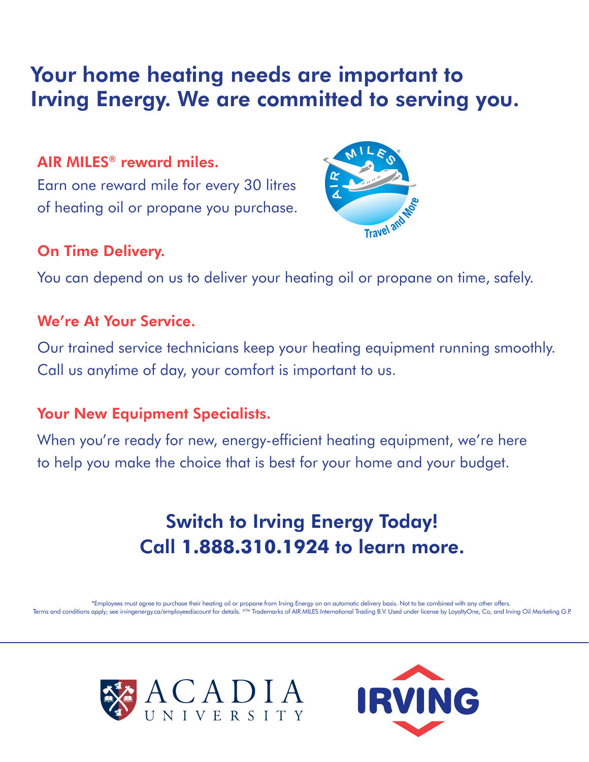# Your home heating needs are important to Irving Energy. We are committed to serving you.

## AIR MILES® reward miles.

Earn one reward mile for every 30 litres of heating oil or propane you purchase.

## On Time Delivery.

You can depend on us to deliver your heating oil or propane on time, safely.

## We're At Your Service.

Our trained service technicians keep your heating equipment running smoothly. Call us anytime of day, your comfort is important to us.

## Your New Equipment Specialists.

When you're ready for new, energy-efficient heating equipment, we're here to help you make the choice that is best for your home and your budget.

## Switch to Irving Energy Today! Call 1.888.310.1924 to learn more.

*Employees must agree to purchase their heating oil or propane from Irving Energy on an automatic delivery basis. Not to be combined with any other offers. Terms and conditions apply; see irvingenergy.ca/employeediscount for details. ®TM Trademarks of AIR MILES International Trading B.V. Used under license by LoyaltyOne, Co, and Irving Oil Marketing G.P.